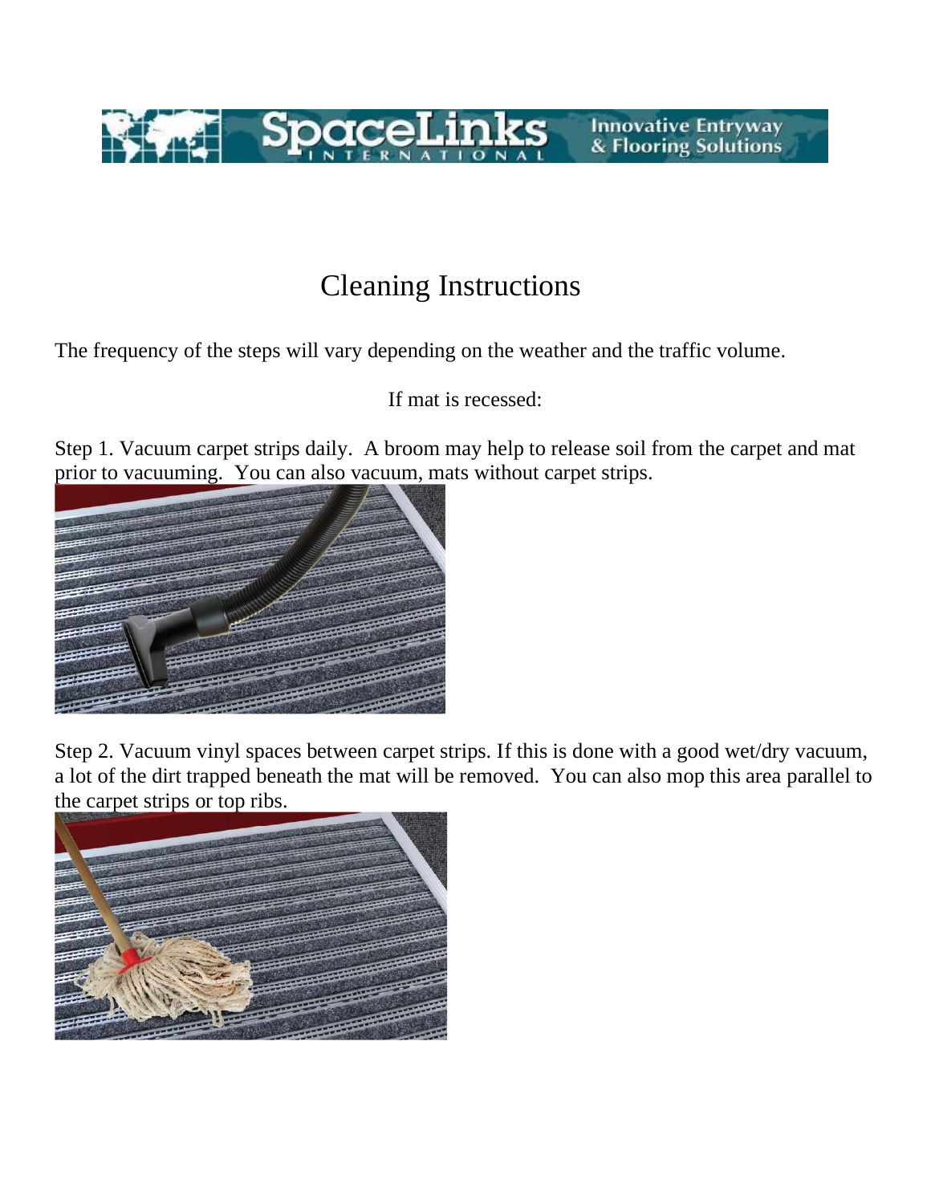# Cleaning Instructions

The frequency of the steps will vary depending on the weather and the traffic volume.

If mat is recessed:

Step 1. Vacuum carpet strips daily. A broom may help to release soil from the carpet and mat prior to vacuuming. You can also vacuum, mats without carpet strips.

Step 2. Vacuum vinyl spaces between carpet strips. If this is done with a good wet/dry vacuum, a lot of the dirt trapped beneath the mat will be removed. You can also mop this area parallel to the carpet strips or top ribs.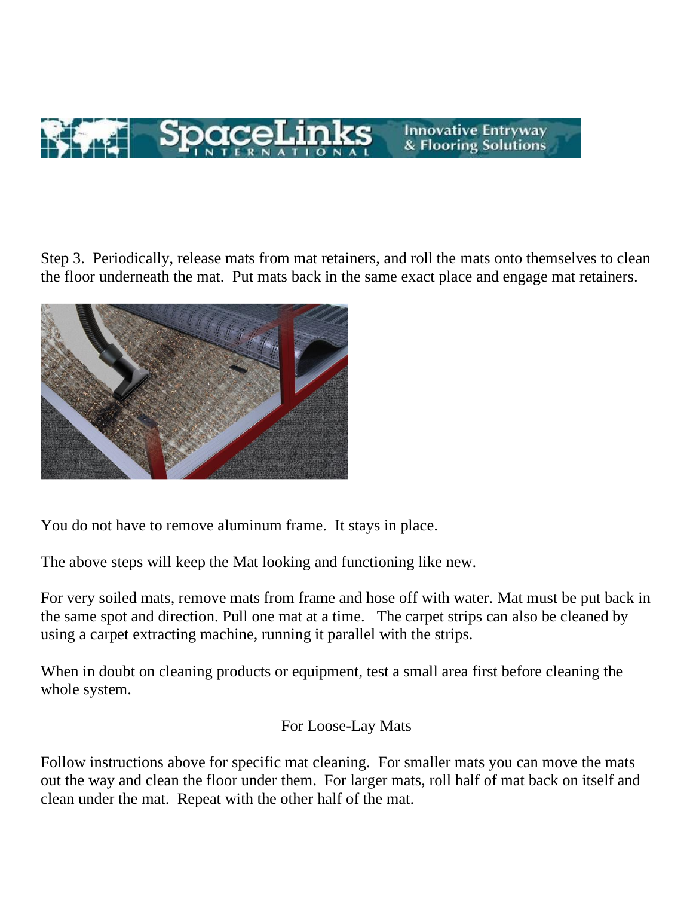Step 3. Periodically, release mats from mat retainers, and roll the mats onto themselves to clean the floor underneath the mat. Put mats back in the same exact place and engage mat retainers.

You do not have to remove aluminum frame. It stays in place.

The above steps will keep the Mat looking and functioning like new.

For very soiled mats, remove mats from frame and hose off with water. Mat must be put back in the same spot and direction. Pull one mat at a time. The carpet strips can also be cleaned by using a carpet extracting machine, running it parallel with the strips.

When in doubt on cleaning products or equipment, test a small area first before cleaning the whole system.

## For Loose-Lay Mats

Follow instructions above for specific mat cleaning. For smaller mats you can move the mats out the way and clean the floor under them. For larger mats, roll half of mat back on itself and clean under the mat. Repeat with the other half of the mat.